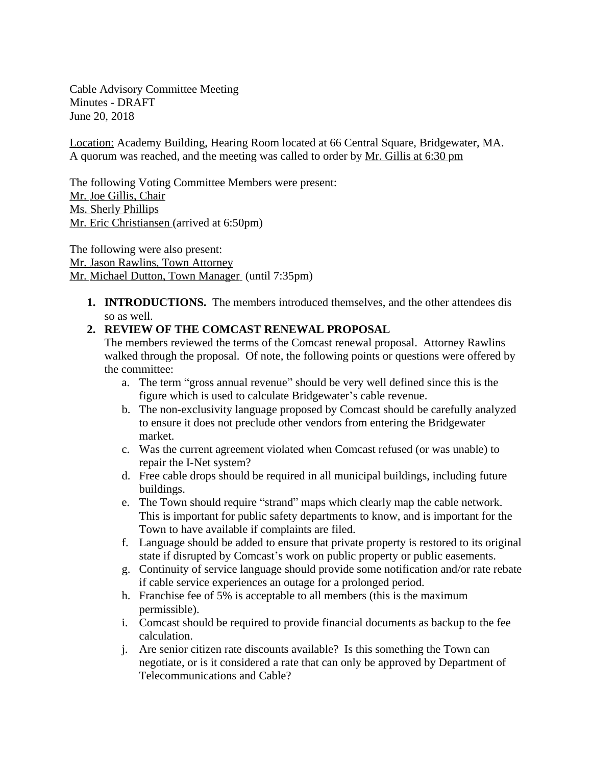Cable Advisory Committee Meeting
Minutes - DRAFT
June 20, 2018

Location: Academy Building, Hearing Room located at 66 Central Square, Bridgewater, MA.
A quorum was reached, and the meeting was called to order by Mr. Gillis at 6:30 pm

The following Voting Committee Members were present:
Mr. Joe Gillis, Chair
Ms. Sherly Phillips
Mr. Eric Christiansen (arrived at 6:50pm)

The following were also present:
Mr. Jason Rawlins, Town Attorney
Mr. Michael Dutton, Town Manager (until 7:35pm)

1. **INTRODUCTIONS.** The members introduced themselves, and the other attendees dis so as well.
2. **REVIEW OF THE COMCAST RENEWAL PROPOSAL**
   The members reviewed the terms of the Comcast renewal proposal. Attorney Rawlins walked through the proposal. Of note, the following points or questions were offered by the committee:
   a. The term "gross annual revenue" should be very well defined since this is the figure which is used to calculate Bridgewater's cable revenue.
   b. The non-exclusivity language proposed by Comcast should be carefully analyzed to ensure it does not preclude other vendors from entering the Bridgewater market.
   c. Was the current agreement violated when Comcast refused (or was unable) to repair the I-Net system?
   d. Free cable drops should be required in all municipal buildings, including future buildings.
   e. The Town should require "strand" maps which clearly map the cable network. This is important for public safety departments to know, and is important for the Town to have available if complaints are filed.
   f. Language should be added to ensure that private property is restored to its original state if disrupted by Comcast's work on public property or public easements.
   g. Continuity of service language should provide some notification and/or rate rebate if cable service experiences an outage for a prolonged period.
   h. Franchise fee of 5% is acceptable to all members (this is the maximum permissible).
   i. Comcast should be required to provide financial documents as backup to the fee calculation.
   j. Are senior citizen rate discounts available? Is this something the Town can negotiate, or is it considered a rate that can only be approved by Department of Telecommunications and Cable?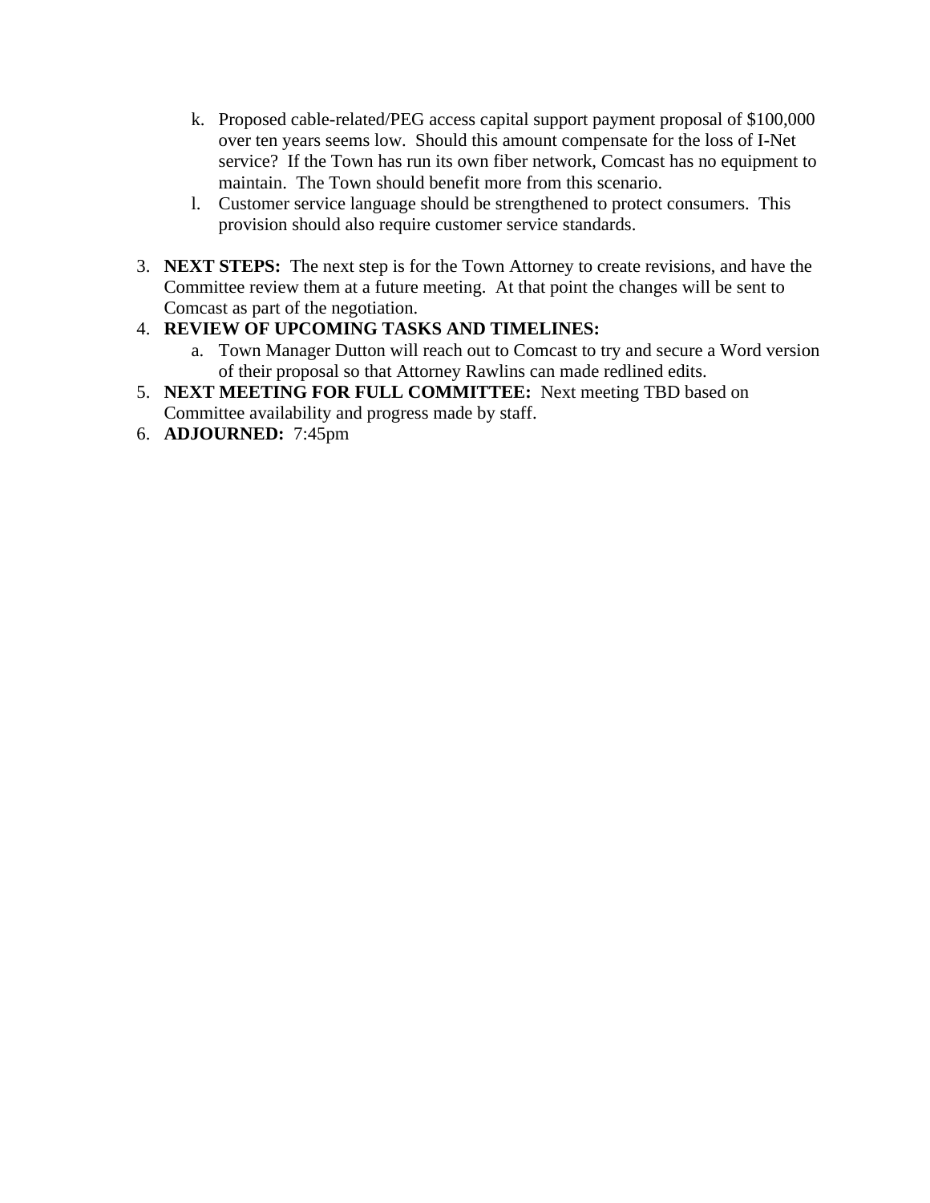k. Proposed cable-related/PEG access capital support payment proposal of $100,000 over ten years seems low. Should this amount compensate for the loss of I-Net service? If the Town has run its own fiber network, Comcast has no equipment to maintain. The Town should benefit more from this scenario.
l. Customer service language should be strengthened to protect consumers. This provision should also require customer service standards.

3. **NEXT STEPS:** The next step is for the Town Attorney to create revisions, and have the Committee review them at a future meeting. At that point the changes will be sent to Comcast as part of the negotiation.
4. **REVIEW OF UPCOMING TASKS AND TIMELINES:**
   a. Town Manager Dutton will reach out to Comcast to try and secure a Word version of their proposal so that Attorney Rawlins can made redlined edits.
5. **NEXT MEETING FOR FULL COMMITTEE:** Next meeting TBD based on Committee availability and progress made by staff.
6. **ADJOURNED:** 7:45pm